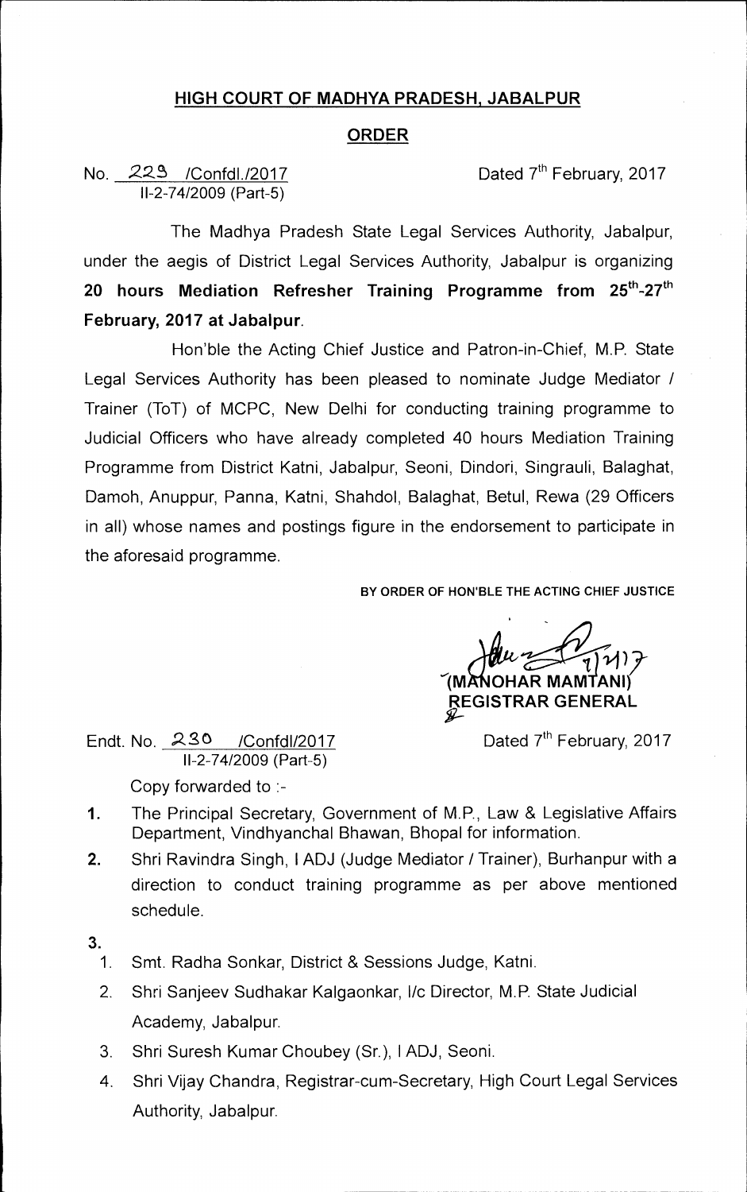## HIGH COURT OF MADHYA PRADESH, JABALPUR

## ORDER

No. 229 /Confdl./2017
II-2-74/2009 (Part-5)

Dated 7th February, 2017

The Madhya Pradesh State Legal Services Authority, Jabalpur, under the aegis of District Legal Services Authority, Jabalpur is organizing **20 hours Mediation Refresher Training Programme from 25th-27th February, 2017 at Jabalpur**.

Hon'ble the Acting Chief Justice and Patron-in-Chief, M.P. State Legal Services Authority has been pleased to nominate Judge Mediator / Trainer (ToT) of MCPC, New Delhi for conducting training programme to Judicial Officers who have already completed 40 hours Mediation Training Programme from District Katni, Jabalpur, Seoni, Dindori, Singrauli, Balaghat, Damoh, Anuppur, Panna, Katni, Shahdol, Balaghat, Betul, Rewa (29 Officers in all) whose names and postings figure in the endorsement to participate in the aforesaid programme.

BY ORDER OF HON'BLE THE ACTING CHIEF JUSTICE

(MANOHAR MAMTANI)
REGISTRAR GENERAL

Endt. No. 230 /Confdl/2017
II-2-74/2009 (Part-5)

Dated 7th February, 2017

Copy forwarded to :-

1. The Principal Secretary, Government of M.P., Law & Legislative Affairs Department, Vindhyanchal Bhawan, Bhopal for information.
2. Shri Ravindra Singh, I ADJ (Judge Mediator / Trainer), Burhanpur with a direction to conduct training programme as per above mentioned schedule.
3.
   1. Smt. Radha Sonkar, District & Sessions Judge, Katni.
   2. Shri Sanjeev Sudhakar Kalgaonkar, I/c Director, M.P. State Judicial Academy, Jabalpur.
   3. Shri Suresh Kumar Choubey (Sr.), I ADJ, Seoni.
   4. Shri Vijay Chandra, Registrar-cum-Secretary, High Court Legal Services Authority, Jabalpur.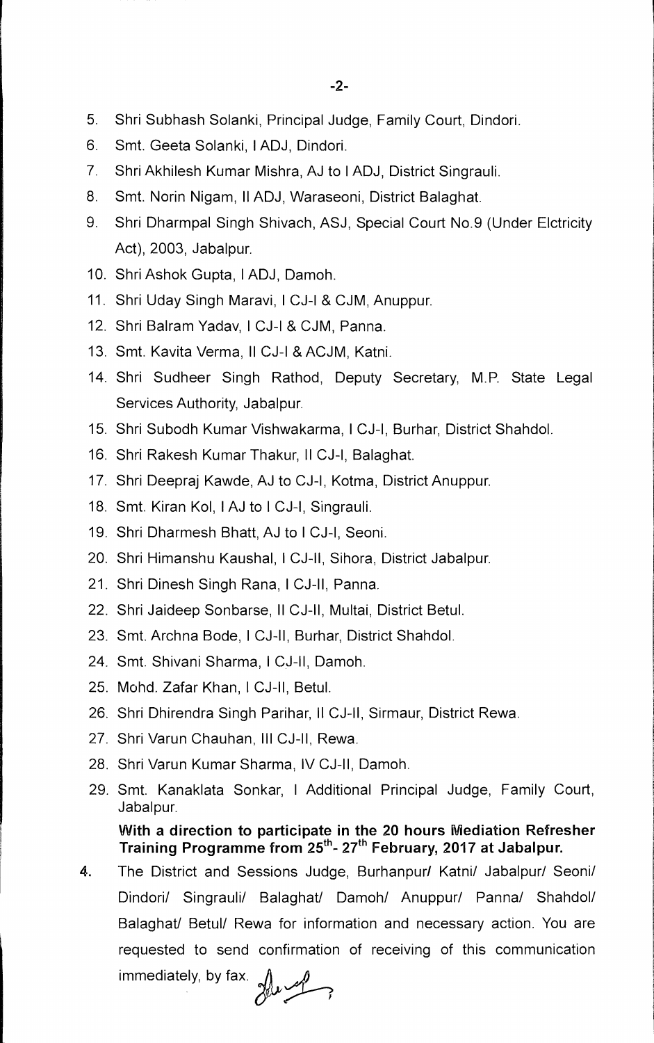5. Shri Subhash Solanki, Principal Judge, Family Court, Dindori.
6. Smt. Geeta Solanki, I ADJ, Dindori.
7. Shri Akhilesh Kumar Mishra, AJ to I ADJ, District Singrauli.
8. Smt. Norin Nigam, II ADJ, Waraseoni, District Balaghat.
9. Shri Dharmpal Singh Shivach, ASJ, Special Court No.9 (Under Elctricity Act), 2003, Jabalpur.
10. Shri Ashok Gupta, I ADJ, Damoh.
11. Shri Uday Singh Maravi, I CJ-I & CJM, Anuppur.
12. Shri Balram Yadav, I CJ-I & CJM, Panna.
13. Smt. Kavita Verma, II CJ-I & ACJM, Katni.
14. Shri Sudheer Singh Rathod, Deputy Secretary, M.P. State Legal Services Authority, Jabalpur.
15. Shri Subodh Kumar Vishwakarma, I CJ-I, Burhar, District Shahdol.
16. Shri Rakesh Kumar Thakur, II CJ-I, Balaghat.
17. Shri Deepraj Kawde, AJ to CJ-I, Kotma, District Anuppur.
18. Smt. Kiran Kol, I AJ to I CJ-I, Singrauli.
19. Shri Dharmesh Bhatt, AJ to I CJ-I, Seoni.
20. Shri Himanshu Kaushal, I CJ-II, Sihora, District Jabalpur.
21. Shri Dinesh Singh Rana, I CJ-II, Panna.
22. Shri Jaideep Sonbarse, II CJ-II, Multai, District Betul.
23. Smt. Archna Bode, I CJ-II, Burhar, District Shahdol.
24. Smt. Shivani Sharma, I CJ-II, Damoh.
25. Mohd. Zafar Khan, I CJ-II, Betul.
26. Shri Dhirendra Singh Parihar, II CJ-II, Sirmaur, District Rewa.
27. Shri Varun Chauhan, III CJ-II, Rewa.
28. Shri Varun Kumar Sharma, IV CJ-II, Damoh.
29. Smt. Kanaklata Sonkar, I Additional Principal Judge, Family Court, Jabalpur.

**With a direction to participate in the 20 hours Mediation Refresher Training Programme from 25th- 27th February, 2017 at Jabalpur.**

4. The District and Sessions Judge, Burhanpur/ Katni/ Jabalpur/ Seoni/ Dindori/ Singrauli/ Balaghat/ Damoh/ Anuppur/ Panna/ Shahdol/ Balaghat/ Betul/ Rewa for information and necessary action. You are requested to send confirmation of receiving of this communication immediately, by fax.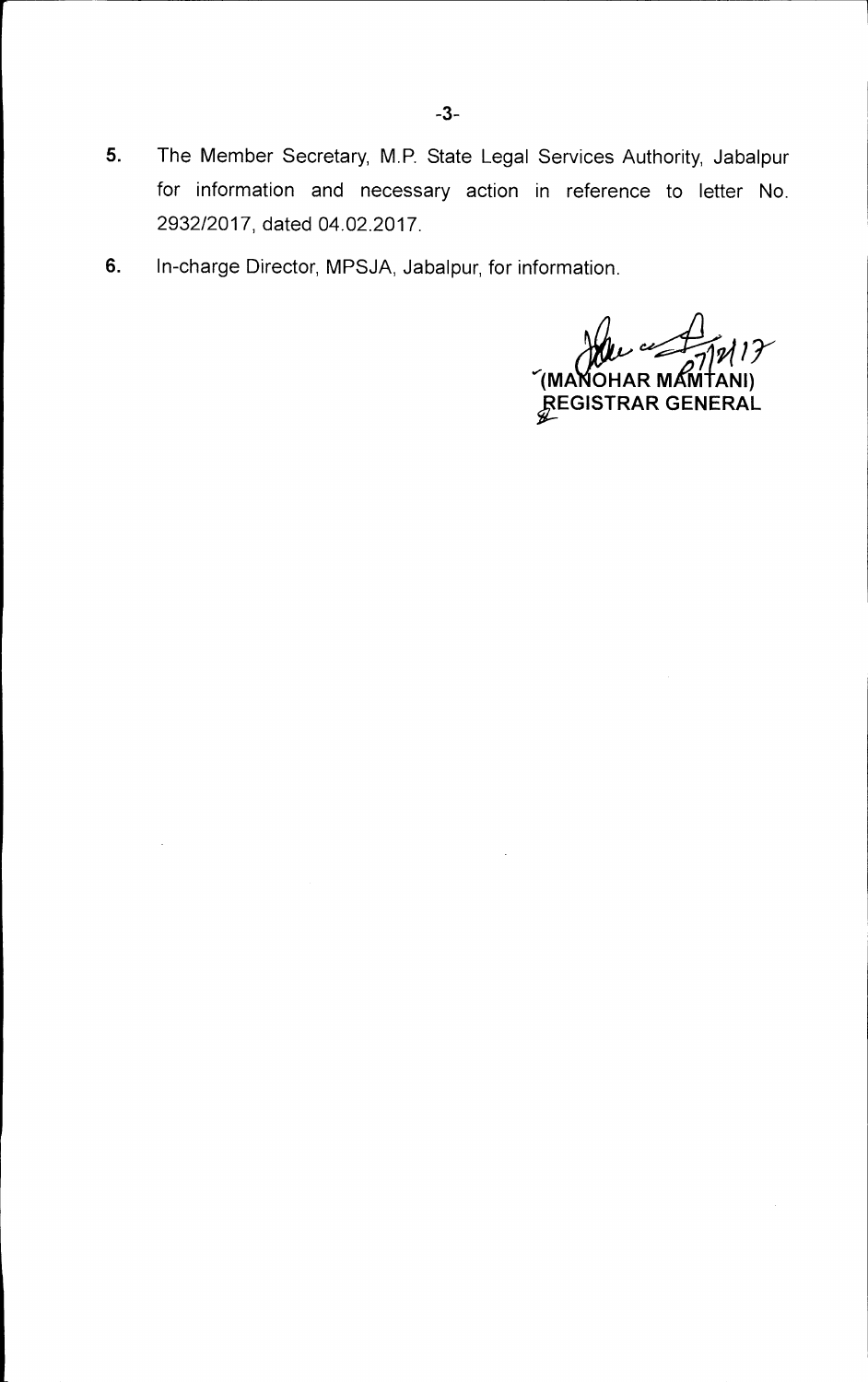5. The Member Secretary, M.P. State Legal Services Authority, Jabalpur for information and necessary action in reference to letter No. 2932/2017, dated 04.02.2017.

6. In-charge Director, MPSJA, Jabalpur, for information.

(MANOHAR MAMTANI)
REGISTRAR GENERAL